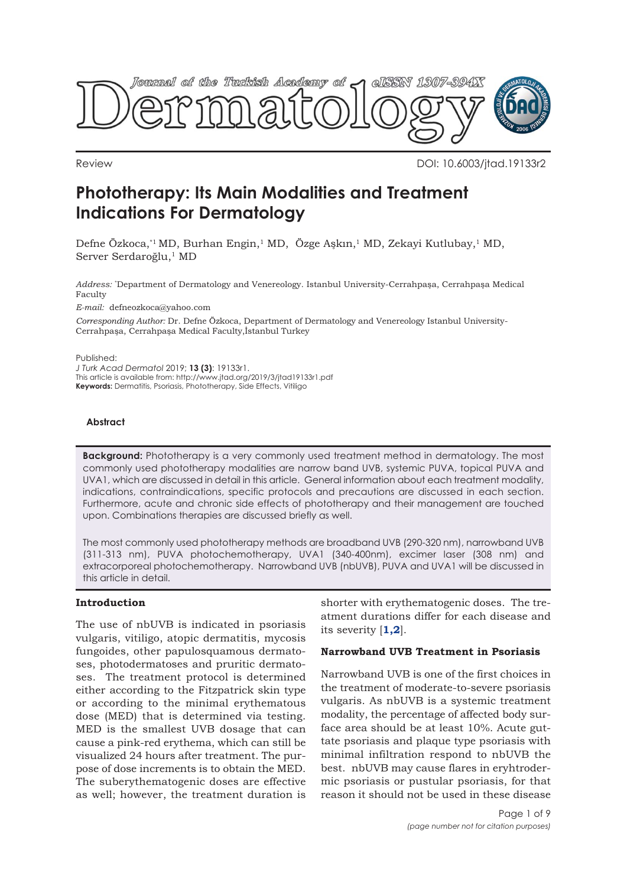Review

DOI: 10.6003/jtad.19133r2

# Phototherapy: Its Main Modalities and Treatment Indications For Dermatology

Defne Özkoca,*[1] MD, Burhan Engin,[1] MD, Özge Aşkın,[1] MD, Zekayi Kutlubay,[1] MD, Server Serdaroğlu,[1] MD

*Address:* *Department of Dermatology and Venereology. Istanbul University-Cerrahpaşa, Cerrahpaşa Medical Faculty

*E-mail:* defneozkoca@yahoo.com

*Corresponding Author:* Dr. Defne Özkoca, Department of Dermatology and Venereology Istanbul University-Cerrahpaşa, Cerrahpaşa Medical Faculty,İstanbul Turkey

Published:
*J Turk Acad Dermatol* 2019; **13 (3)**: 19133r1.
This article is available from: http://www.jtad.org/2019/3/jtad19133r1.pdf
**Keywords:** Dermatitis, Psoriasis, Phototherapy, Side Effects, Vitiligo

## Abstract

**Background:** Phototherapy is a very commonly used treatment method in dermatology. The most commonly used phototherapy modalities are narrow band UVB, systemic PUVA, topical PUVA and UVA1, which are discussed in detail in this article. General information about each treatment modality, indications, contraindications, specific protocols and precautions are discussed in each section. Furthermore, acute and chronic side effects of phototherapy and their management are touched upon. Combinations therapies are discussed briefly as well.

The most commonly used phototherapy methods are broadband UVB (290-320 nm), narrowband UVB (311-313 nm), PUVA photochemotherapy, UVA1 (340-400nm), excimer laser (308 nm) and extracorporeal photochemotherapy. Narrowband UVB (nbUVB), PUVA and UVA1 will be discussed in this article in detail.

## Introduction

The use of nbUVB is indicated in psoriasis vulgaris, vitiligo, atopic dermatitis, mycosis fungoides, other papulosquamous dermatoses, photodermatoses and pruritic dermatoses. The treatment protocol is determined either according to the Fitzpatrick skin type or according to the minimal erythematous dose (MED) that is determined via testing. MED is the smallest UVB dosage that can cause a pink-red erythema, which can still be visualized 24 hours after treatment. The purpose of dose increments is to obtain the MED. The suberythematogenic doses are effective as well; however, the treatment duration is shorter with erythematogenic doses. The treatment durations differ for each disease and its severity [1,2].

## Narrowband UVB Treatment in Psoriasis

Narrowband UVB is one of the first choices in the treatment of moderate-to-severe psoriasis vulgaris. As nbUVB is a systemic treatment modality, the percentage of affected body surface area should be at least 10%. Acute guttate psoriasis and plaque type psoriasis with minimal infiltration respond to nbUVB the best. nbUVB may cause flares in eryhtrodermic psoriasis or pustular psoriasis, for that reason it should not be used in these disease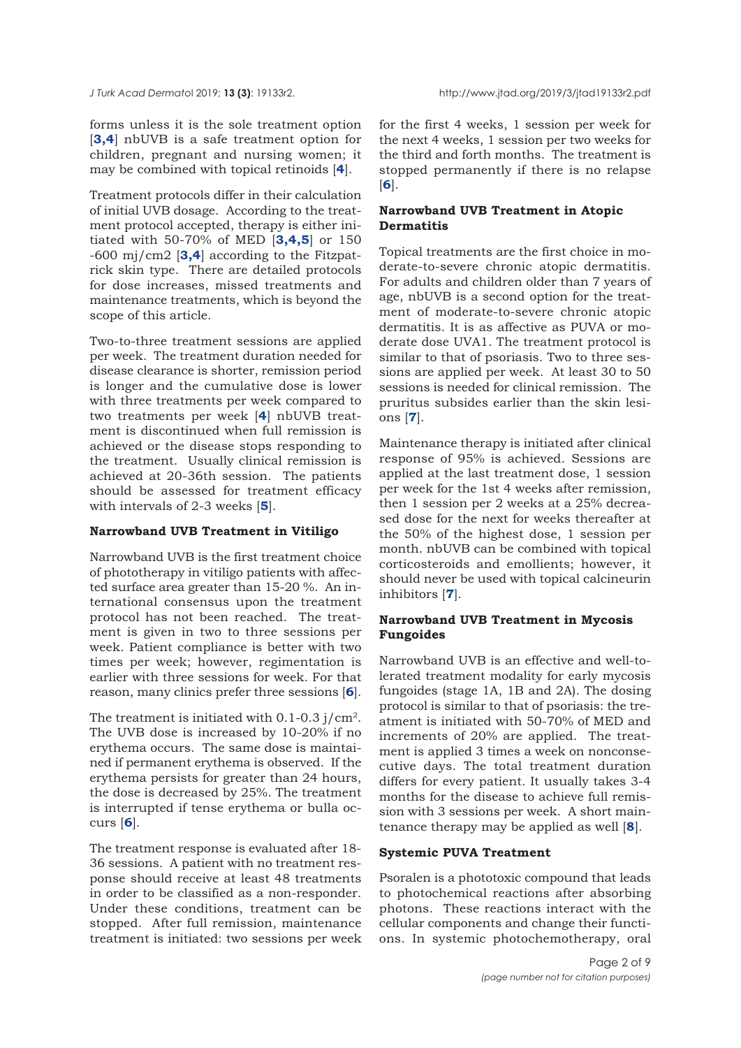forms unless it is the sole treatment option [3,4] nbUVB is a safe treatment option for children, pregnant and nursing women; it may be combined with topical retinoids [4].

Treatment protocols differ in their calculation of initial UVB dosage. According to the treatment protocol accepted, therapy is either initiated with 50-70% of MED [3,4,5] or 150 -600 mj/cm2 [3,4] according to the Fitzpatrick skin type. There are detailed protocols for dose increases, missed treatments and maintenance treatments, which is beyond the scope of this article.

Two-to-three treatment sessions are applied per week. The treatment duration needed for disease clearance is shorter, remission period is longer and the cumulative dose is lower with three treatments per week compared to two treatments per week [4] nbUVB treatment is discontinued when full remission is achieved or the disease stops responding to the treatment. Usually clinical remission is achieved at 20-36th session. The patients should be assessed for treatment efficacy with intervals of 2-3 weeks [5].

### Narrowband UVB Treatment in Vitiligo

Narrowband UVB is the first treatment choice of phototherapy in vitiligo patients with affected surface area greater than 15-20 %. An international consensus upon the treatment protocol has not been reached. The treatment is given in two to three sessions per week. Patient compliance is better with two times per week; however, regimentation is earlier with three sessions for week. For that reason, many clinics prefer three sessions [6].

The treatment is initiated with 0.1-0.3 j/cm$^2$. The UVB dose is increased by 10-20% if no erythema occurs. The same dose is maintained if permanent erythema is observed. If the erythema persists for greater than 24 hours, the dose is decreased by 25%. The treatment is interrupted if tense erythema or bulla occurs [6].

The treatment response is evaluated after 18-36 sessions. A patient with no treatment response should receive at least 48 treatments in order to be classified as a non-responder. Under these conditions, treatment can be stopped. After full remission, maintenance treatment is initiated: two sessions per week for the first 4 weeks, 1 session per week for the next 4 weeks, 1 session per two weeks for the third and forth months. The treatment is stopped permanently if there is no relapse [6].

### Narrowband UVB Treatment in Atopic Dermatitis

Topical treatments are the first choice in moderate-to-severe chronic atopic dermatitis. For adults and children older than 7 years of age, nbUVB is a second option for the treatment of moderate-to-severe chronic atopic dermatitis. It is as affective as PUVA or moderate dose UVA1. The treatment protocol is similar to that of psoriasis. Two to three sessions are applied per week. At least 30 to 50 sessions is needed for clinical remission. The pruritus subsides earlier than the skin lesions [7].

Maintenance therapy is initiated after clinical response of 95% is achieved. Sessions are applied at the last treatment dose, 1 session per week for the 1st 4 weeks after remission, then 1 session per 2 weeks at a 25% decreased dose for the next for weeks thereafter at the 50% of the highest dose, 1 session per month. nbUVB can be combined with topical corticosteroids and emollients; however, it should never be used with topical calcineurin inhibitors [7].

### Narrowband UVB Treatment in Mycosis Fungoides

Narrowband UVB is an effective and well-tolerated treatment modality for early mycosis fungoides (stage 1A, 1B and 2A). The dosing protocol is similar to that of psoriasis: the treatment is initiated with 50-70% of MED and increments of 20% are applied. The treatment is applied 3 times a week on nonconsecutive days. The total treatment duration differs for every patient. It usually takes 3-4 months for the disease to achieve full remission with 3 sessions per week. A short maintenance therapy may be applied as well [8].

### Systemic PUVA Treatment

Psoralen is a phototoxic compound that leads to photochemical reactions after absorbing photons. These reactions interact with the cellular components and change their functions. In systemic photochemotherapy, oral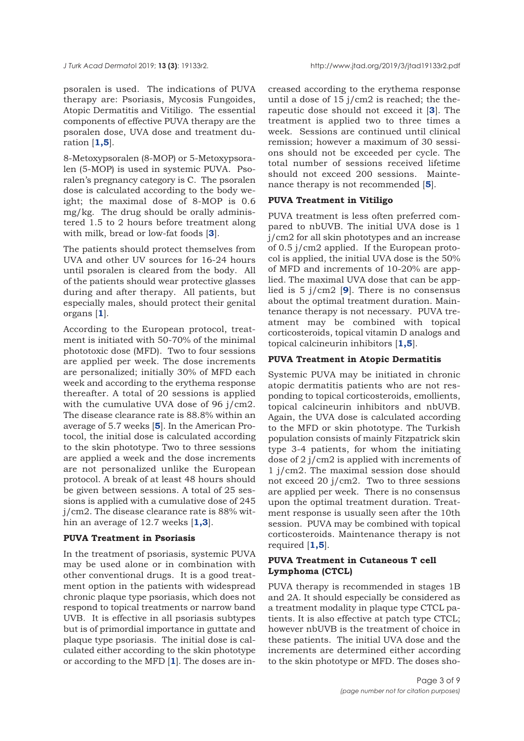psoralen is used. The indications of PUVA therapy are: Psoriasis, Mycosis Fungoides, Atopic Dermatitis and Vitiligo. The essential components of effective PUVA therapy are the psoralen dose, UVA dose and treatment duration [**1,5**].

8-Metoxypsoralen (8-MOP) or 5-Metoxypsoralen (5-MOP) is used in systemic PUVA. Psoralen's pregnancy category is C. The psoralen dose is calculated according to the body weight; the maximal dose of 8-MOP is 0.6 mg/kg. The drug should be orally administered 1.5 to 2 hours before treatment along with milk, bread or low-fat foods [**3**].

The patients should protect themselves from UVA and other UV sources for 16-24 hours until psoralen is cleared from the body. All of the patients should wear protective glasses during and after therapy. All patients, but especially males, should protect their genital organs [**1**].

According to the European protocol, treatment is initiated with 50-70% of the minimal phototoxic dose (MFD). Two to four sessions are applied per week. The dose increments are personalized; initially 30% of MFD each week and according to the erythema response thereafter. A total of 20 sessions is applied with the cumulative UVA dose of 96 j/cm2. The disease clearance rate is 88.8% within an average of 5.7 weeks [**5**]. In the American Protocol, the initial dose is calculated according to the skin phototype. Two to three sessions are applied a week and the dose increments are not personalized unlike the European protocol. A break of at least 48 hours should be given between sessions. A total of 25 sessions is applied with a cumulative dose of 245 j/cm2. The disease clearance rate is 88% within an average of 12.7 weeks [**1,3**].

### PUVA Treatment in Psoriasis

In the treatment of psoriasis, systemic PUVA may be used alone or in combination with other conventional drugs. It is a good treatment option in the patients with widespread chronic plaque type psoriasis, which does not respond to topical treatments or narrow band UVB. It is effective in all psoriasis subtypes but is of primordial importance in guttate and plaque type psoriasis. The initial dose is calculated either according to the skin phototype or according to the MFD [**1**]. The doses are increased according to the erythema response until a dose of 15 j/cm2 is reached; the therapeutic dose should not exceed it [**3**]. The treatment is applied two to three times a week. Sessions are continued until clinical remission; however a maximum of 30 sessions should not be exceeded per cycle. The total number of sessions received lifetime should not exceed 200 sessions. Maintenance therapy is not recommended [**5**].

### PUVA Treatment in Vitiligo

PUVA treatment is less often preferred compared to nbUVB. The initial UVA dose is 1 j/cm2 for all skin phototypes and an increase of 0.5 j/cm2 applied. If the European protocol is applied, the initial UVA dose is the 50% of MFD and increments of 10-20% are applied. The maximal UVA dose that can be applied is 5 j/cm2 [**9**]. There is no consensus about the optimal treatment duration. Maintenance therapy is not necessary. PUVA treatment may be combined with topical corticosteroids, topical vitamin D analogs and topical calcineurin inhibitors [**1,5**].

### PUVA Treatment in Atopic Dermatitis

Systemic PUVA may be initiated in chronic atopic dermatitis patients who are not responding to topical corticosteroids, emollients, topical calcineurin inhibitors and nbUVB. Again, the UVA dose is calculated according to the MFD or skin phototype. The Turkish population consists of mainly Fitzpatrick skin type 3-4 patients, for whom the initiating dose of 2 j/cm2 is applied with increments of 1 j/cm2. The maximal session dose should not exceed 20 j/cm2. Two to three sessions are applied per week. There is no consensus upon the optimal treatment duration. Treatment response is usually seen after the 10th session. PUVA may be combined with topical corticosteroids. Maintenance therapy is not required [**1,5**].

### PUVA Treatment in Cutaneous T cell Lymphoma (CTCL)

PUVA therapy is recommended in stages 1B and 2A. It should especially be considered as a treatment modality in plaque type CTCL patients. It is also effective at patch type CTCL; however nbUVB is the treatment of choice in these patients. The initial UVA dose and the increments are determined either according to the skin phototype or MFD. The doses sho-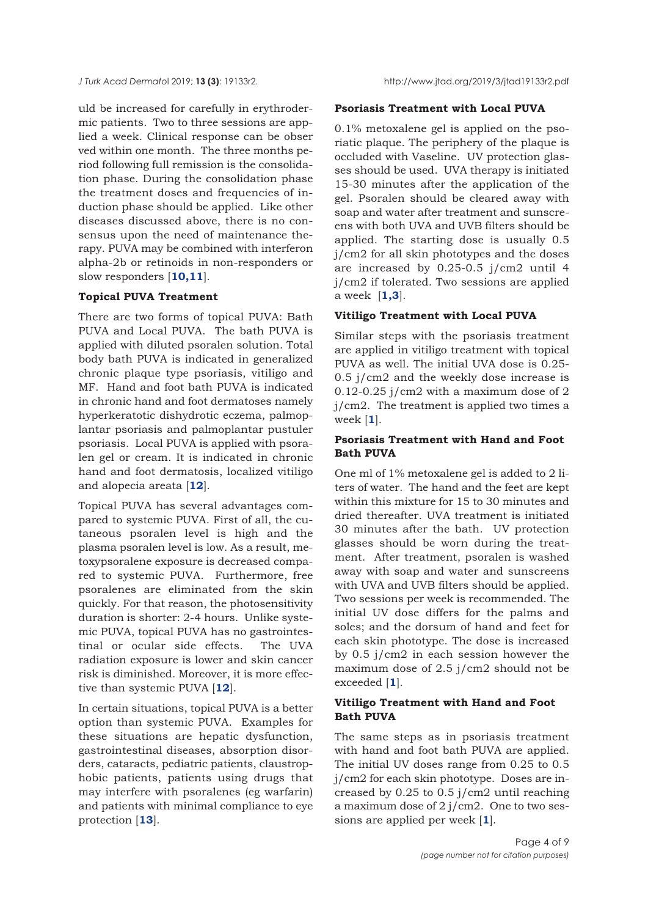uld be increased for carefully in erythrodermic patients. Two to three sessions are applied a week. Clinical response can be observed within one month. The three months period following full remission is the consolidation phase. During the consolidation phase the treatment doses and frequencies of induction phase should be applied. Like other diseases discussed above, there is no consensus upon the need of maintenance therapy. PUVA may be combined with interferon alpha-2b or retinoids in non-responders or slow responders [**10,11**].

**Topical PUVA Treatment**

There are two forms of topical PUVA: Bath PUVA and Local PUVA. The bath PUVA is applied with diluted psoralen solution. Total body bath PUVA is indicated in generalized chronic plaque type psoriasis, vitiligo and MF. Hand and foot bath PUVA is indicated in chronic hand and foot dermatoses namely hyperkeratotic dishydrotic eczema, palmoplantar psoriasis and palmoplantar pustuler psoriasis. Local PUVA is applied with psoralen gel or cream. It is indicated in chronic hand and foot dermatosis, localized vitiligo and alopecia areata [**12**].

Topical PUVA has several advantages compared to systemic PUVA. First of all, the cutaneous psoralen level is high and the plasma psoralen level is low. As a result, metoxypsoralene exposure is decreased compared to systemic PUVA. Furthermore, free psoralenes are eliminated from the skin quickly. For that reason, the photosensitivity duration is shorter: 2-4 hours. Unlike systemic PUVA, topical PUVA has no gastrointestinal or ocular side effects. The UVA radiation exposure is lower and skin cancer risk is diminished. Moreover, it is more effective than systemic PUVA [**12**].

In certain situations, topical PUVA is a better option than systemic PUVA. Examples for these situations are hepatic dysfunction, gastrointestinal diseases, absorption disorders, cataracts, pediatric patients, claustrophobic patients, patients using drugs that may interfere with psoralenes (eg warfarin) and patients with minimal compliance to eye protection [**13**].

**Psoriasis Treatment with Local PUVA**

0.1% metoxalene gel is applied on the psoriatic plaque. The periphery of the plaque is occluded with Vaseline. UV protection glasses should be used. UVA therapy is initiated 15-30 minutes after the application of the gel. Psoralen should be cleared away with soap and water after treatment and sunscreens with both UVA and UVB filters should be applied. The starting dose is usually 0.5 j/cm2 for all skin phototypes and the doses are increased by 0.25-0.5 j/cm2 until 4 j/cm2 if tolerated. Two sessions are applied a week [**1,3**].

**Vitiligo Treatment with Local PUVA**

Similar steps with the psoriasis treatment are applied in vitiligo treatment with topical PUVA as well. The initial UVA dose is 0.25-0.5 j/cm2 and the weekly dose increase is 0.12-0.25 j/cm2 with a maximum dose of 2 j/cm2. The treatment is applied two times a week [**1**].

**Psoriasis Treatment with Hand and Foot Bath PUVA**

One ml of 1% metoxalene gel is added to 2 liters of water. The hand and the feet are kept within this mixture for 15 to 30 minutes and dried thereafter. UVA treatment is initiated 30 minutes after the bath. UV protection glasses should be worn during the treatment. After treatment, psoralen is washed away with soap and water and sunscreens with UVA and UVB filters should be applied. Two sessions per week is recommended. The initial UV dose differs for the palms and soles; and the dorsum of hand and feet for each skin phototype. The dose is increased by 0.5 j/cm2 in each session however the maximum dose of 2.5 j/cm2 should not be exceeded [**1**].

**Vitiligo Treatment with Hand and Foot Bath PUVA**

The same steps as in psoriasis treatment with hand and foot bath PUVA are applied. The initial UV doses range from 0.25 to 0.5 j/cm2 for each skin phototype. Doses are increased by 0.25 to 0.5 j/cm2 until reaching a maximum dose of 2 j/cm2. One to two sessions are applied per week [**1**].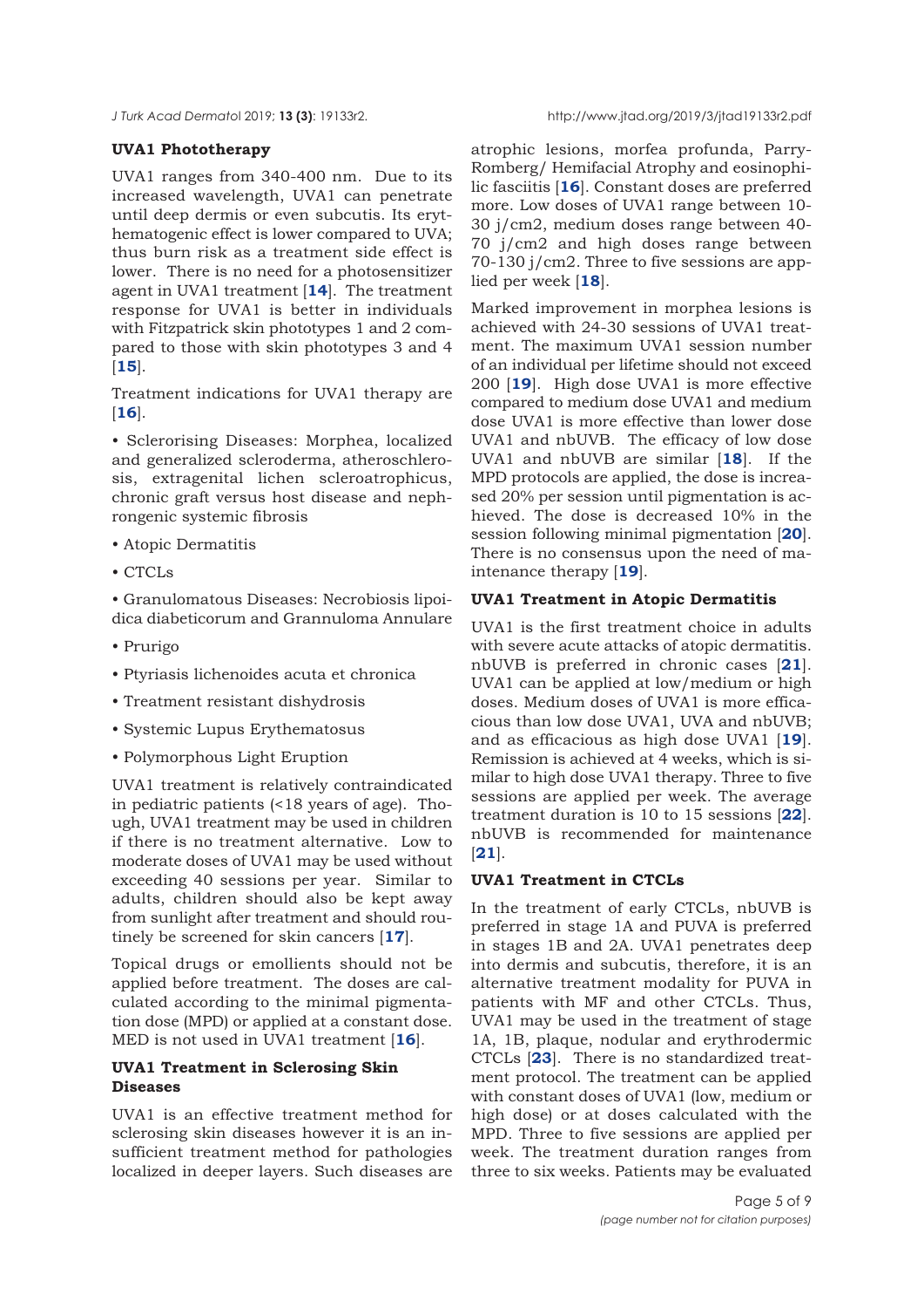**UVA1 Phototherapy**

UVA1 ranges from 340-400 nm. Due to its increased wavelength, UVA1 can penetrate until deep dermis or even subcutis. Its erythematogenic effect is lower compared to UVA; thus burn risk as a treatment side effect is lower. There is no need for a photosensitizer agent in UVA1 treatment [14]. The treatment response for UVA1 is better in individuals with Fitzpatrick skin phototypes 1 and 2 compared to those with skin phototypes 3 and 4 [15].

Treatment indications for UVA1 therapy are [16].

- Sclerorising Diseases: Morphea, localized and generalized scleroderma, atheroschlerosis, extragenital lichen scleroatrophicus, chronic graft versus host disease and nephrongenic systemic fibrosis
- Atopic Dermatitis
- CTCLs
- Granulomatous Diseases: Necrobiosis lipoidica diabeticorum and Grannuloma Annulare
- Prurigo
- Ptyriasis lichenoides acuta et chronica
- Treatment resistant dishydrosis
- Systemic Lupus Erythematosus
- Polymorphous Light Eruption

UVA1 treatment is relatively contraindicated in pediatric patients (<18 years of age). Though, UVA1 treatment may be used in children if there is no treatment alternative. Low to moderate doses of UVA1 may be used without exceeding 40 sessions per year. Similar to adults, children should also be kept away from sunlight after treatment and should routinely be screened for skin cancers [17].

Topical drugs or emollients should not be applied before treatment. The doses are calculated according to the minimal pigmentation dose (MPD) or applied at a constant dose. MED is not used in UVA1 treatment [16].

**UVA1 Treatment in Sclerosing Skin Diseases**

UVA1 is an effective treatment method for sclerosing skin diseases however it is an insufficient treatment method for pathologies localized in deeper layers. Such diseases are atrophic lesions, morfea profunda, Parry-Romberg/ Hemifacial Atrophy and eosinophilic fasciitis [16]. Constant doses are preferred more. Low doses of UVA1 range between 10-30 j/cm2, medium doses range between 40-70 j/cm2 and high doses range between 70-130 j/cm2. Three to five sessions are applied per week [18].

Marked improvement in morphea lesions is achieved with 24-30 sessions of UVA1 treatment. The maximum UVA1 session number of an individual per lifetime should not exceed 200 [19]. High dose UVA1 is more effective compared to medium dose UVA1 and medium dose UVA1 is more effective than lower dose UVA1 and nbUVB. The efficacy of low dose UVA1 and nbUVB are similar [18]. If the MPD protocols are applied, the dose is increased 20% per session until pigmentation is achieved. The dose is decreased 10% in the session following minimal pigmentation [20]. There is no consensus upon the need of maintenance therapy [19].

**UVA1 Treatment in Atopic Dermatitis**

UVA1 is the first treatment choice in adults with severe acute attacks of atopic dermatitis. nbUVB is preferred in chronic cases [21]. UVA1 can be applied at low/medium or high doses. Medium doses of UVA1 is more efficacious than low dose UVA1, UVA and nbUVB; and as efficacious as high dose UVA1 [19]. Remission is achieved at 4 weeks, which is similar to high dose UVA1 therapy. Three to five sessions are applied per week. The average treatment duration is 10 to 15 sessions [22]. nbUVB is recommended for maintenance [21].

**UVA1 Treatment in CTCLs**

In the treatment of early CTCLs, nbUVB is preferred in stage 1A and PUVA is preferred in stages 1B and 2A. UVA1 penetrates deep into dermis and subcutis, therefore, it is an alternative treatment modality for PUVA in patients with MF and other CTCLs. Thus, UVA1 may be used in the treatment of stage 1A, 1B, plaque, nodular and erythrodermic CTCLs [23]. There is no standardized treatment protocol. The treatment can be applied with constant doses of UVA1 (low, medium or high dose) or at doses calculated with the MPD. Three to five sessions are applied per week. The treatment duration ranges from three to six weeks. Patients may be evaluated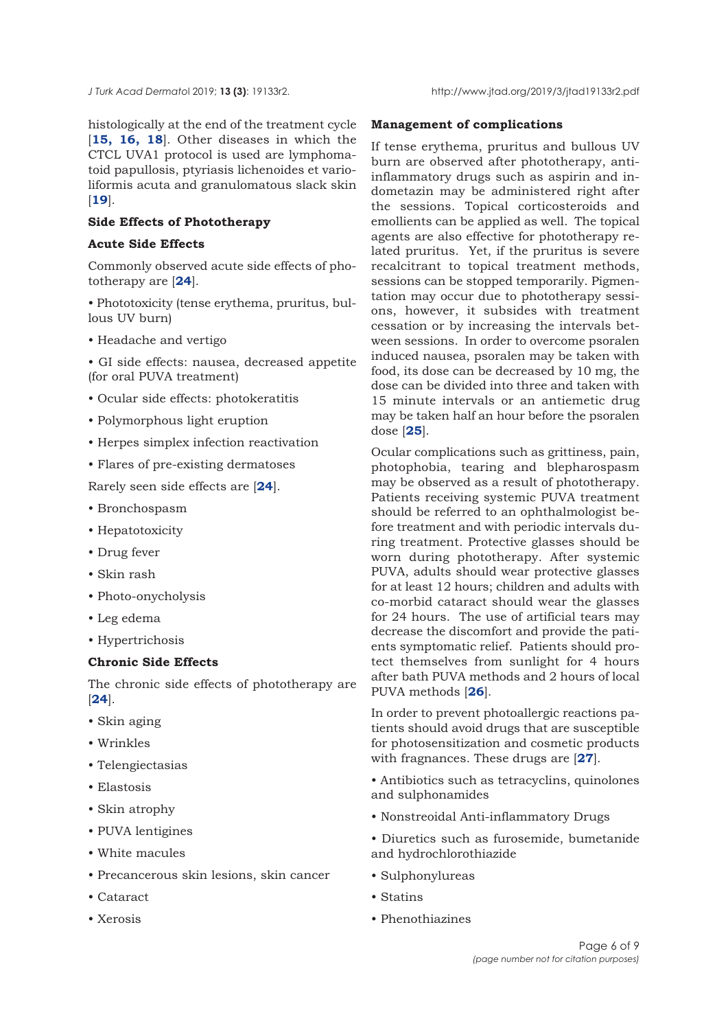histologically at the end of the treatment cycle [**15, 16, 18**]. Other diseases in which the CTCL UVA1 protocol is used are lymphomatoid papullosis, ptyriasis lichenoides et varioliformis acuta and granulomatous slack skin [**19**].

### Side Effects of Phototherapy

#### Acute Side Effects

Commonly observed acute side effects of phototherapy are [**24**].

- Phototoxicity (tense erythema, pruritus, bullous UV burn)
- Headache and vertigo
- GI side effects: nausea, decreased appetite (for oral PUVA treatment)
- Ocular side effects: photokeratitis
- Polymorphous light eruption
- Herpes simplex infection reactivation
- Flares of pre-existing dermatoses

Rarely seen side effects are [**24**].

- Bronchospasm
- Hepatotoxicity
- Drug fever
- Skin rash
- Photo-onycholysis
- Leg edema
- Hypertrichosis

#### Chronic Side Effects

The chronic side effects of phototherapy are [**24**].

- Skin aging
- Wrinkles
- Telengiectasias
- Elastosis
- Skin atrophy
- PUVA lentigines
- White macules
- Precancerous skin lesions, skin cancer
- Cataract
- Xerosis

#### Management of complications

If tense erythema, pruritus and bullous UV burn are observed after phototherapy, anti-inflammatory drugs such as aspirin and indometazin may be administered right after the sessions. Topical corticosteroids and emollients can be applied as well. The topical agents are also effective for phototherapy related pruritus. Yet, if the pruritus is severe recalcitrant to topical treatment methods, sessions can be stopped temporarily. Pigmentation may occur due to phototherapy sessions, however, it subsides with treatment cessation or by increasing the intervals between sessions. In order to overcome psoralen induced nausea, psoralen may be taken with food, its dose can be decreased by 10 mg, the dose can be divided into three and taken with 15 minute intervals or an antiemetic drug may be taken half an hour before the psoralen dose [**25**].

Ocular complications such as grittiness, pain, photophobia, tearing and blepharospasm may be observed as a result of phototherapy. Patients receiving systemic PUVA treatment should be referred to an ophthalmologist before treatment and with periodic intervals during treatment. Protective glasses should be worn during phototherapy. After systemic PUVA, adults should wear protective glasses for at least 12 hours; children and adults with co-morbid cataract should wear the glasses for 24 hours. The use of artificial tears may decrease the discomfort and provide the patients symptomatic relief. Patients should protect themselves from sunlight for 4 hours after bath PUVA methods and 2 hours of local PUVA methods [**26**].

In order to prevent photoallergic reactions patients should avoid drugs that are susceptible for photosensitization and cosmetic products with fragnances. These drugs are [**27**].

- Antibiotics such as tetracyclins, quinolones and sulphonamides
- Nonstreoidal Anti-inflammatory Drugs
- Diuretics such as furosemide, bumetanide and hydrochlorothiazide
- Sulphonylureas
- Statins
- Phenothiazines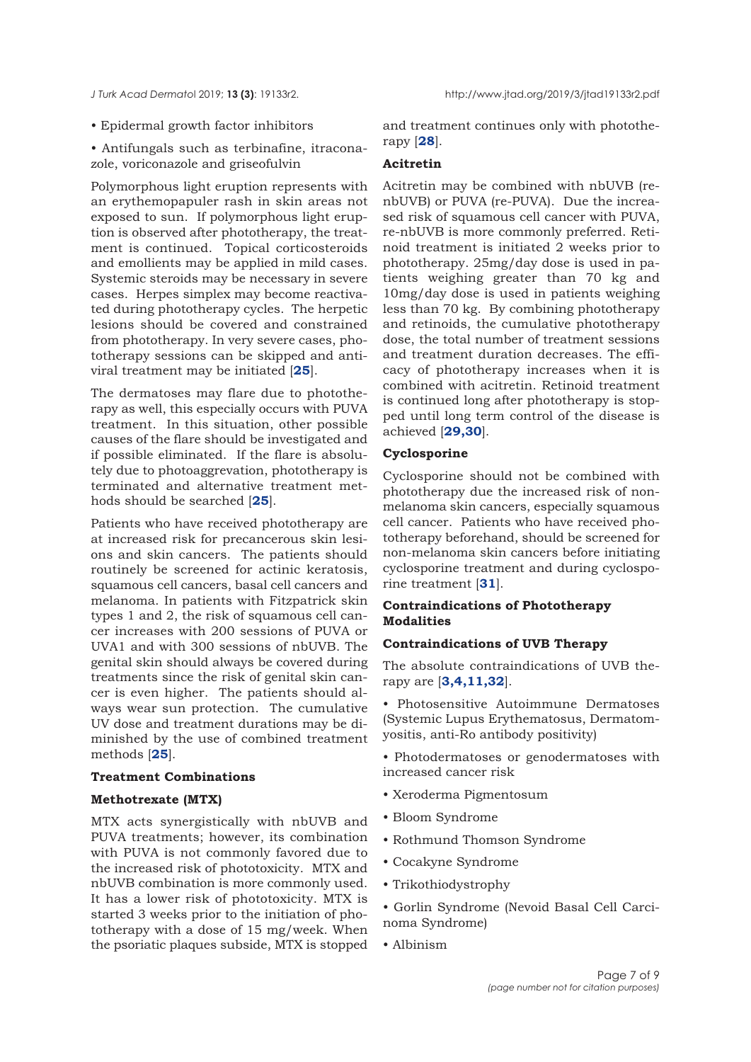- Epidermal growth factor inhibitors
- Antifungals such as terbinafine, itraconazole, voriconazole and griseofulvin

Polymorphous light eruption represents with an erythemopapuler rash in skin areas not exposed to sun. If polymorphous light eruption is observed after phototherapy, the treatment is continued. Topical corticosteroids and emollients may be applied in mild cases. Systemic steroids may be necessary in severe cases. Herpes simplex may become reactivated during phototherapy cycles. The herpetic lesions should be covered and constrained from phototherapy. In very severe cases, phototherapy sessions can be skipped and antiviral treatment may be initiated [25].

The dermatoses may flare due to phototherapy as well, this especially occurs with PUVA treatment. In this situation, other possible causes of the flare should be investigated and if possible eliminated. If the flare is absolutely due to photoaggrevation, phototherapy is terminated and alternative treatment methods should be searched [25].

Patients who have received phototherapy are at increased risk for precancerous skin lesions and skin cancers. The patients should routinely be screened for actinic keratosis, squamous cell cancers, basal cell cancers and melanoma. In patients with Fitzpatrick skin types 1 and 2, the risk of squamous cell cancer increases with 200 sessions of PUVA or UVA1 and with 300 sessions of nbUVB. The genital skin should always be covered during treatments since the risk of genital skin cancer is even higher. The patients should always wear sun protection. The cumulative UV dose and treatment durations may be diminished by the use of combined treatment methods [25].

### Treatment Combinations

#### Methotrexate (MTX)

MTX acts synergistically with nbUVB and PUVA treatments; however, its combination with PUVA is not commonly favored due to the increased risk of phototoxicity. MTX and nbUVB combination is more commonly used. It has a lower risk of phototoxicity. MTX is started 3 weeks prior to the initiation of phototherapy with a dose of 15 mg/week. When the psoriatic plaques subside, MTX is stopped and treatment continues only with phototherapy [28].

#### Acitretin

Acitretin may be combined with nbUVB (re-nbUVB) or PUVA (re-PUVA). Due the increased risk of squamous cell cancer with PUVA, re-nbUVB is more commonly preferred. Retinoid treatment is initiated 2 weeks prior to phototherapy. 25mg/day dose is used in patients weighing greater than 70 kg and 10mg/day dose is used in patients weighing less than 70 kg. By combining phototherapy and retinoids, the cumulative phototherapy dose, the total number of treatment sessions and treatment duration decreases. The efficacy of phototherapy increases when it is combined with acitretin. Retinoid treatment is continued long after phototherapy is stopped until long term control of the disease is achieved [29,30].

#### Cyclosporine

Cyclosporine should not be combined with phototherapy due the increased risk of non-melanoma skin cancers, especially squamous cell cancer. Patients who have received phototherapy beforehand, should be screened for non-melanoma skin cancers before initiating cyclosporine treatment and during cyclosporine treatment [31].

### Contraindications of Phototherapy Modalities

#### Contraindications of UVB Therapy

The absolute contraindications of UVB therapy are [3,4,11,32].

- Photosensitive Autoimmune Dermatoses (Systemic Lupus Erythematosus, Dermatomyositis, anti-Ro antibody positivity)
- Photodermatoses or genodermatoses with increased cancer risk
- Xeroderma Pigmentosum
- Bloom Syndrome
- Rothmund Thomson Syndrome
- Cocakyne Syndrome
- Trikothiodystrophy
- Gorlin Syndrome (Nevoid Basal Cell Carcinoma Syndrome)
- Albinism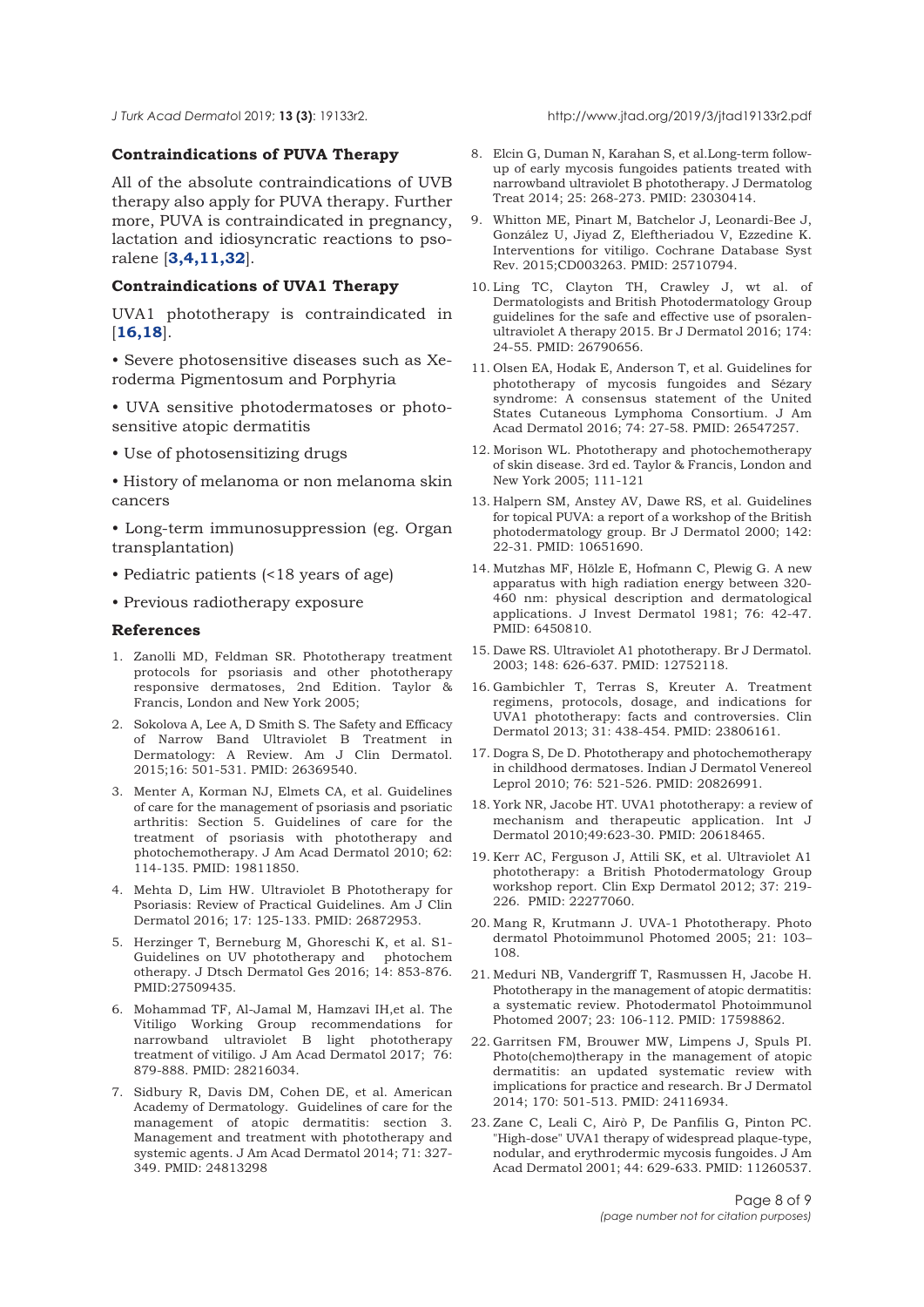### Contraindications of PUVA Therapy

All of the absolute contraindications of UVB therapy also apply for PUVA therapy. Further more, PUVA is contraindicated in pregnancy, lactation and idiosyncratic reactions to psoralene [**3,4,11,32**].

### Contraindications of UVA1 Therapy

UVA1 phototherapy is contraindicated in [**16,18**].

- Severe photosensitive diseases such as Xeroderma Pigmentosum and Porphyria
- UVA sensitive photodermatoses or photosensitive atopic dermatitis
- Use of photosensitizing drugs
- History of melanoma or non melanoma skin cancers
- Long-term immunosuppression (eg. Organ transplantation)
- Pediatric patients (<18 years of age)
- Previous radiotherapy exposure

### References

1. Zanolli MD, Feldman SR. Phototherapy treatment protocols for psoriasis and other phototherapy responsive dermatoses, 2nd Edition. Taylor & Francis, London and New York 2005;
2. Sokolova A, Lee A, D Smith S. The Safety and Efficacy of Narrow Band Ultraviolet B Treatment in Dermatology: A Review. Am J Clin Dermatol. 2015;16: 501-531. PMID: 26369540.
3. Menter A, Korman NJ, Elmets CA, et al. Guidelines of care for the management of psoriasis and psoriatic arthritis: Section 5. Guidelines of care for the treatment of psoriasis with phototherapy and photochemotherapy. J Am Acad Dermatol 2010; 62: 114-135. PMID: 19811850.
4. Mehta D, Lim HW. Ultraviolet B Phototherapy for Psoriasis: Review of Practical Guidelines. Am J Clin Dermatol 2016; 17: 125-133. PMID: 26872953.
5. Herzinger T, Berneburg M, Ghoreschi K, et al. S1-Guidelines on UV phototherapy and photochem otherapy. J Dtsch Dermatol Ges 2016; 14: 853-876. PMID:27509435.
6. Mohammad TF, Al-Jamal M, Hamzavi IH,et al. The Vitiligo Working Group recommendations for narrowband ultraviolet B light phototherapy treatment of vitiligo. J Am Acad Dermatol 2017; 76: 879-888. PMID: 28216034.
7. Sidbury R, Davis DM, Cohen DE, et al. American Academy of Dermatology. Guidelines of care for the management of atopic dermatitis: section 3. Management and treatment with phototherapy and systemic agents. J Am Acad Dermatol 2014; 71: 327-349. PMID: 24813298
8. Elcin G, Duman N, Karahan S, et al.Long-term follow-up of early mycosis fungoides patients treated with narrowband ultraviolet B phototherapy. J Dermatolog Treat 2014; 25: 268-273. PMID: 23030414.
9. Whitton ME, Pinart M, Batchelor J, Leonardi-Bee J, González U, Jiyad Z, Eleftheriadou V, Ezzedine K. Interventions for vitiligo. Cochrane Database Syst Rev. 2015;CD003263. PMID: 25710794.
10. Ling TC, Clayton TH, Crawley J, wt al. of Dermatologists and British Photodermatology Group guidelines for the safe and effective use of psoralen-ultraviolet A therapy 2015. Br J Dermatol 2016; 174: 24-55. PMID: 26790656.
11. Olsen EA, Hodak E, Anderson T, et al. Guidelines for phototherapy of mycosis fungoides and Sézary syndrome: A consensus statement of the United States Cutaneous Lymphoma Consortium. J Am Acad Dermatol 2016; 74: 27-58. PMID: 26547257.
12. Morison WL. Phototherapy and photochemotherapy of skin disease. 3rd ed. Taylor & Francis, London and New York 2005; 111-121
13. Halpern SM, Anstey AV, Dawe RS, et al. Guidelines for topical PUVA: a report of a workshop of the British photodermatology group. Br J Dermatol 2000; 142: 22-31. PMID: 10651690.
14. Mutzhas MF, Hölzle E, Hofmann C, Plewig G. A new apparatus with high radiation energy between 320-460 nm: physical description and dermatological applications. J Invest Dermatol 1981; 76: 42-47. PMID: 6450810.
15. Dawe RS. Ultraviolet A1 phototherapy. Br J Dermatol. 2003; 148: 626-637. PMID: 12752118.
16. Gambichler T, Terras S, Kreuter A. Treatment regimens, protocols, dosage, and indications for UVA1 phototherapy: facts and controversies. Clin Dermatol 2013; 31: 438-454. PMID: 23806161.
17. Dogra S, De D. Phototherapy and photochemotherapy in childhood dermatoses. Indian J Dermatol Venereol Leprol 2010; 76: 521-526. PMID: 20826991.
18. York NR, Jacobe HT. UVA1 phototherapy: a review of mechanism and therapeutic application. Int J Dermatol 2010;49:623-30. PMID: 20618465.
19. Kerr AC, Ferguson J, Attili SK, et al. Ultraviolet A1 phototherapy: a British Photodermatology Group workshop report. Clin Exp Dermatol 2012; 37: 219-226. PMID: 22277060.
20. Mang R, Krutmann J. UVA-1 Phototherapy. Photo dermatol Photoimmunol Photomed 2005; 21: 103–108.
21. Meduri NB, Vandergriff T, Rasmussen H, Jacobe H. Phototherapy in the management of atopic dermatitis: a systematic review. Photodermatol Photoimmunol Photomed 2007; 23: 106-112. PMID: 17598862.
22. Garritsen FM, Brouwer MW, Limpens J, Spuls PI. Photo(chemo)therapy in the management of atopic dermatitis: an updated systematic review with implications for practice and research. Br J Dermatol 2014; 170: 501-513. PMID: 24116934.
23. Zane C, Leali C, Airò P, De Panfilis G, Pinton PC. "High-dose" UVA1 therapy of widespread plaque-type, nodular, and erythrodermic mycosis fungoides. J Am Acad Dermatol 2001; 44: 629-633. PMID: 11260537.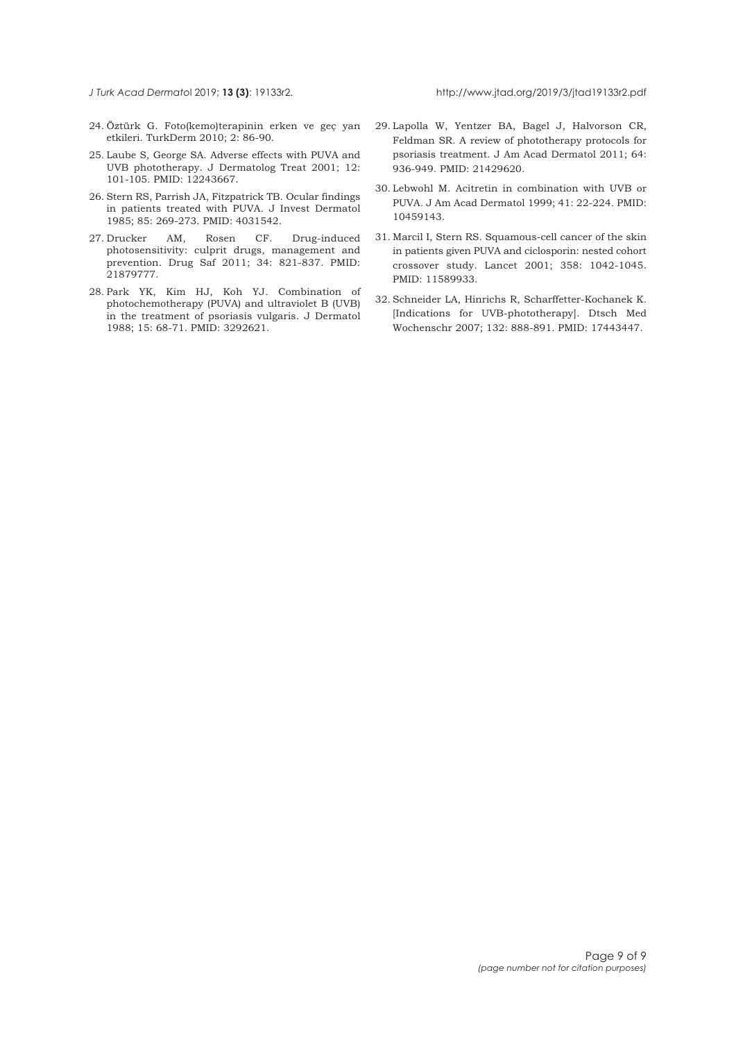24. Öztürk G. Foto(kemo)terapinin erken ve geç yan etkileri. TurkDerm 2010; 2: 86-90.

25. Laube S, George SA. Adverse effects with PUVA and UVB phototherapy. J Dermatolog Treat 2001; 12: 101-105. PMID: 12243667.

26. Stern RS, Parrish JA, Fitzpatrick TB. Ocular findings in patients treated with PUVA. J Invest Dermatol 1985; 85: 269-273. PMID: 4031542.

27. Drucker AM, Rosen CF. Drug-induced photosensitivity: culprit drugs, management and prevention. Drug Saf 2011; 34: 821-837. PMID: 21879777.

28. Park YK, Kim HJ, Koh YJ. Combination of photochemotherapy (PUVA) and ultraviolet B (UVB) in the treatment of psoriasis vulgaris. J Dermatol 1988; 15: 68-71. PMID: 3292621.

29. Lapolla W, Yentzer BA, Bagel J, Halvorson CR, Feldman SR. A review of phototherapy protocols for psoriasis treatment. J Am Acad Dermatol 2011; 64: 936-949. PMID: 21429620.

30. Lebwohl M. Acitretin in combination with UVB or PUVA. J Am Acad Dermatol 1999; 41: 22-224. PMID: 10459143.

31. Marcil I, Stern RS. Squamous-cell cancer of the skin in patients given PUVA and ciclosporin: nested cohort crossover study. Lancet 2001; 358: 1042-1045. PMID: 11589933.

32. Schneider LA, Hinrichs R, Scharffetter-Kochanek K. [Indications for UVB-phototherapy]. Dtsch Med Wochenschr 2007; 132: 888-891. PMID: 17443447.